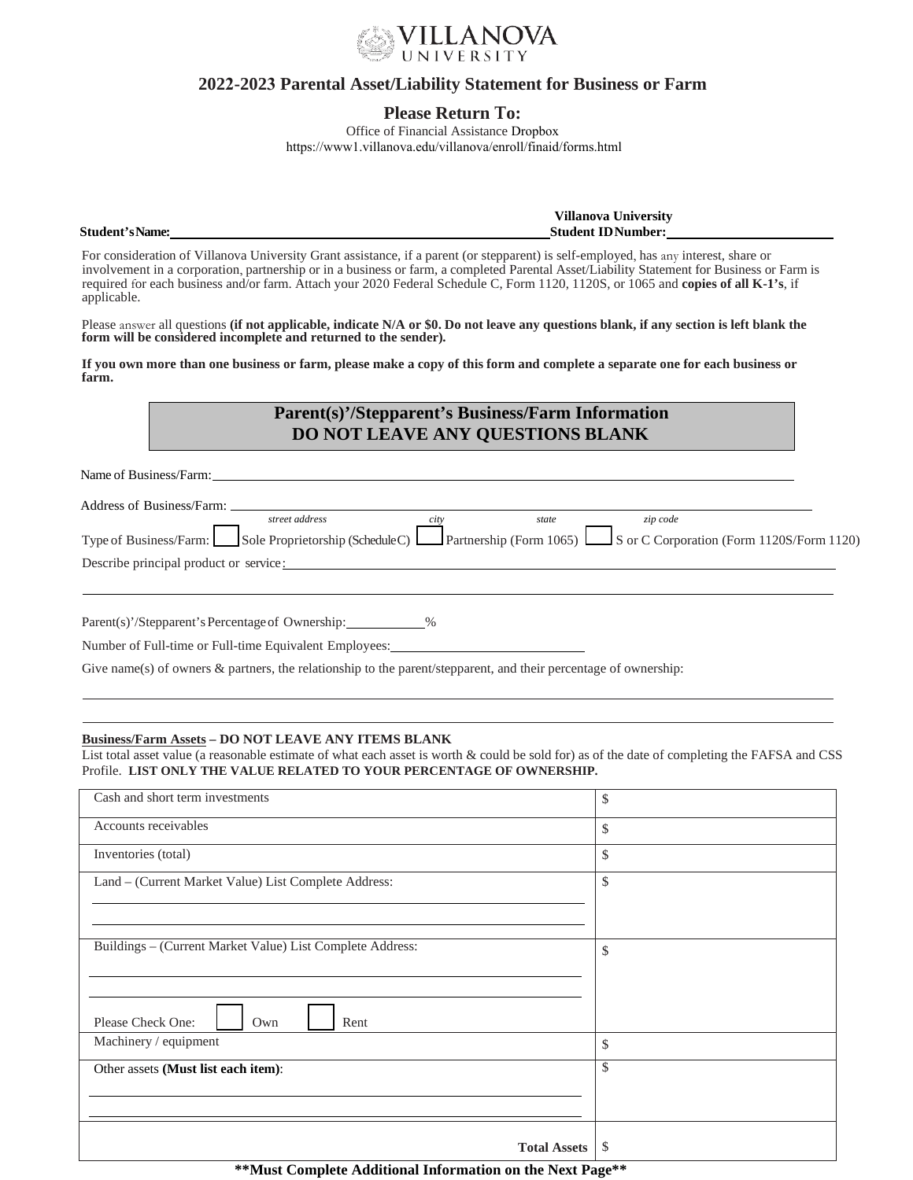VILLANOVA UNIVERSITY

## 2022-2023 Parental Asset/Liability Statement for Business or Farm

**Please Return To:**

Office of Financial Assistance Dropbox
https://www1.villanova.edu/villanova/enroll/finaid/forms.html

**Student's Name:** ______________________ **Villanova University Student ID Number:** ______________________

For consideration of Villanova University Grant assistance, if a parent (or stepparent) is self-employed, has any interest, share or involvement in a corporation, partnership or in a business or farm, a completed Parental Asset/Liability Statement for Business or Farm is required for each business and/or farm. Attach your 2020 Federal Schedule C, Form 1120, 1120S, or 1065 and **copies of all K-1's**, if applicable.

Please answer all questions **(if not applicable, indicate N/A or $0. Do not leave any questions blank, if any section is left blank the form will be considered incomplete and returned to the sender).**

**If you own more than one business or farm, please make a copy of this form and complete a separate one for each business or farm.**

### Parent(s)'/Stepparent's Business/Farm Information
### DO NOT LEAVE ANY QUESTIONS BLANK

Name of Business/Farm: ______________________

Address of Business/Farm: ______________________
*street address* *city* *state* *zip code*

Type of Business/Farm: ☐ Sole Proprietorship (Schedule C) ☐ Partnership (Form 1065) ☐ S or C Corporation (Form 1120S/Form 1120)

Describe principal product or service: ______________________

Parent(s)'/Stepparent's Percentage of Ownership: ________ %

Number of Full-time or Full-time Equivalent Employees: ______________________

Give name(s) of owners & partners, the relationship to the parent/stepparent, and their percentage of ownership:

______________________

______________________

**Business/Farm Assets – DO NOT LEAVE ANY ITEMS BLANK**

List total asset value (a reasonable estimate of what each asset is worth & could be sold for) as of the date of completing the FAFSA and CSS Profile. **LIST ONLY THE VALUE RELATED TO YOUR PERCENTAGE OF OWNERSHIP.**

| Item | Value |
|---|---|
| Cash and short term investments | $ |
| Accounts receivables | $ |
| Inventories (total) | $ |
| Land – (Current Market Value) List Complete Address: | $ |
| Buildings – (Current Market Value) List Complete Address: <br> Please Check One: ☐ Own ☐ Rent | $ |
| Machinery / equipment | $ |
| Other assets **(Must list each item)**: | $ |
| **Total Assets** | $ |

**\*\*Must Complete Additional Information on the Next Page\*\***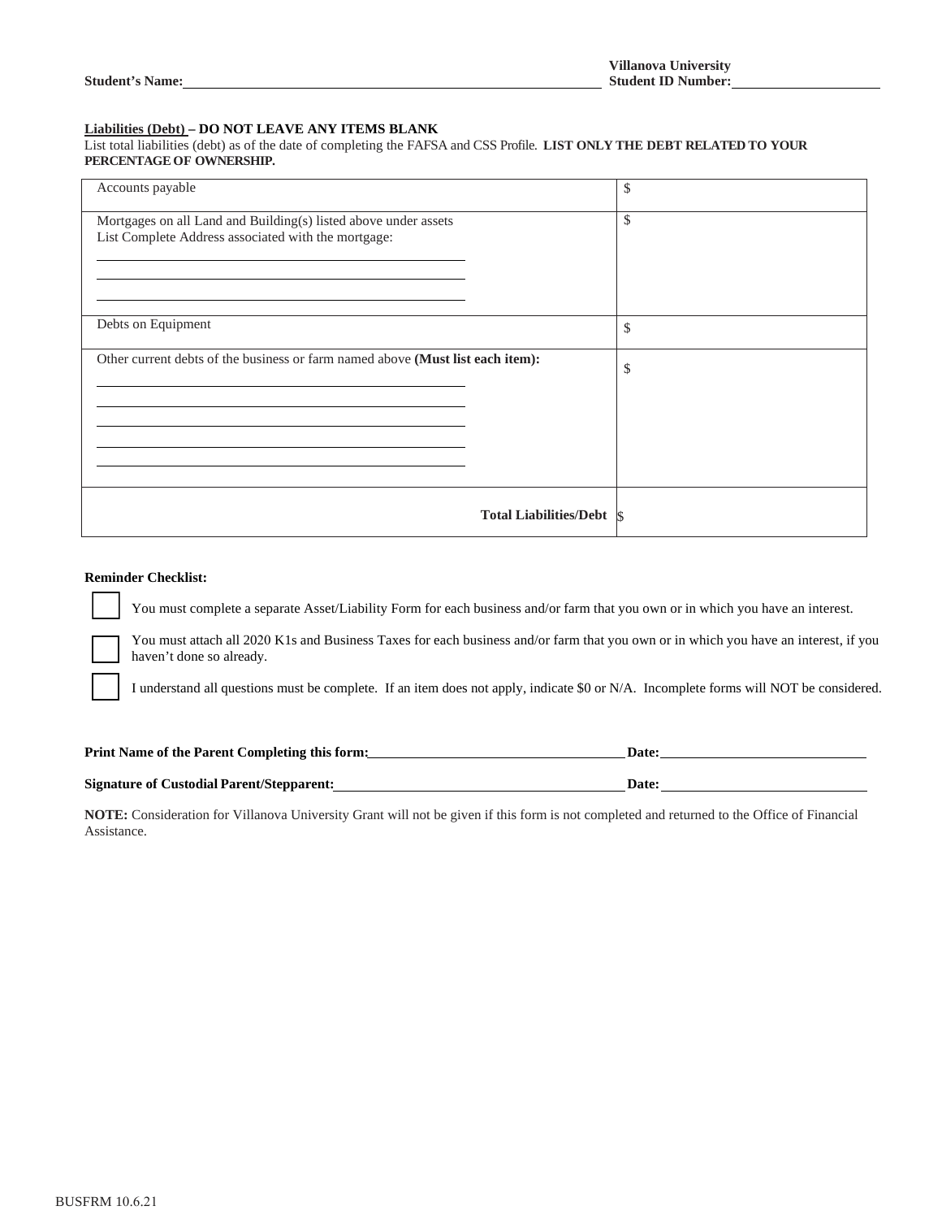**Student's Name:** ______________________________ **Villanova University Student ID Number:** ____________________

**Liabilities (Debt) – DO NOT LEAVE ANY ITEMS BLANK**

List total liabilities (debt) as of the date of completing the FAFSA and CSS Profile. **LIST ONLY THE DEBT RELATED TO YOUR PERCENTAGE OF OWNERSHIP.**

| | |
|---|---|
| Accounts payable | $ |
| Mortgages on all Land and Building(s) listed above under assets<br>List Complete Address associated with the mortgage:<br>______________________________<br>______________________________<br>______________________________ | $ |
| Debts on Equipment | $ |
| Other current debts of the business or farm named above **(Must list each item):**<br>______________________________<br>______________________________<br>______________________________<br>______________________________<br>______________________________ | $ |
| **Total Liabilities/Debt** | $ |

**Reminder Checklist:**

- ☐ You must complete a separate Asset/Liability Form for each business and/or farm that you own or in which you have an interest.
- ☐ You must attach all 2020 K1s and Business Taxes for each business and/or farm that you own or in which you have an interest, if you haven't done so already.
- ☐ I understand all questions must be complete. If an item does not apply, indicate $0 or N/A. Incomplete forms will NOT be considered.

**Print Name of the Parent Completing this form:** ______________________________ **Date:** ____________________

**Signature of Custodial Parent/Stepparent:** ______________________________ **Date:** ____________________

**NOTE:** Consideration for Villanova University Grant will not be given if this form is not completed and returned to the Office of Financial Assistance.

BUSFRM 10.6.21